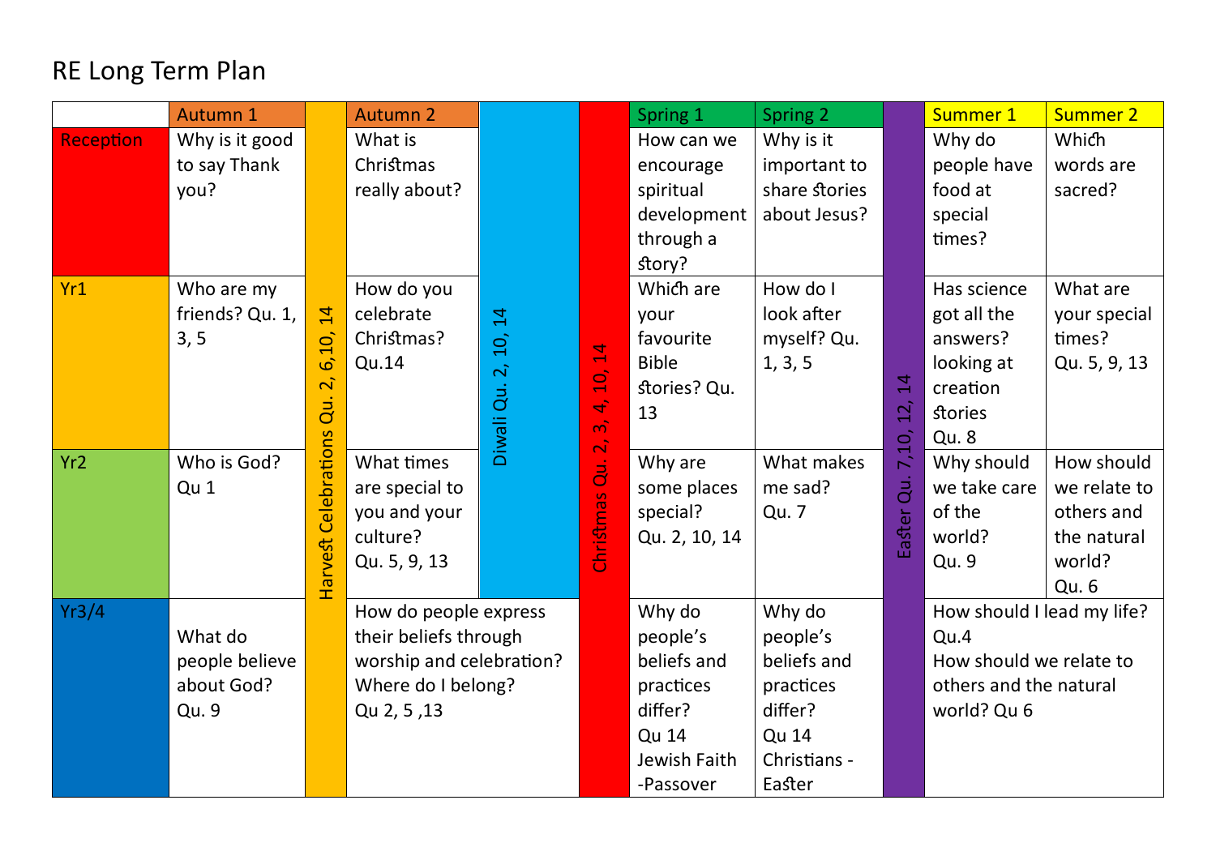# RE Long Term Plan

| | Autumn 1 | | Autumn 2 | | | Spring 1 | Spring 2 | | Summer 1 | Summer 2 |
|---|---|---|---|---|---|---|---|---|---|---|
| Reception | Why is it good to say Thank you? | Harvest Celebrations Qu. 2, 6,10, 14 | What is Christmas really about? | Diwali Qu. 2, 10, 14 | Christmas Qu. 2, 3, 4, 10, 14 | How can we encourage spiritual development through a story? | Why is it important to share stories about Jesus? | Easter Qu. 7,10, 12, 14 | Why do people have food at special times? | Which words are sacred? |
| Yr1 | Who are my friends? Qu. 1, 3, 5 | | How do you celebrate Christmas? Qu.14 | | | Which are your favourite Bible stories? Qu. 13 | How do I look after myself? Qu. 1, 3, 5 | | Has science got all the answers? looking at creation stories Qu. 8 | What are your special times? Qu. 5, 9, 13 |
| Yr2 | Who is God? Qu 1 | | What times are special to you and your culture? Qu. 5, 9, 13 | | | Why are some places special? Qu. 2, 10, 14 | What makes me sad? Qu. 7 | | Why should we take care of the world? Qu. 9 | How should we relate to others and the natural world? Qu. 6 |
| Yr3/4 | What do people believe about God? Qu. 9 | | How do people express their beliefs through worship and celebration? Where do I belong? Qu 2, 5 ,13 | | | Why do people's beliefs and practices differ? Qu 14 Jewish Faith -Passover | Why do people's beliefs and practices differ? Qu 14 Christians - Easter | | How should I lead my life? Qu.4 How should we relate to others and the natural world? Qu 6 | |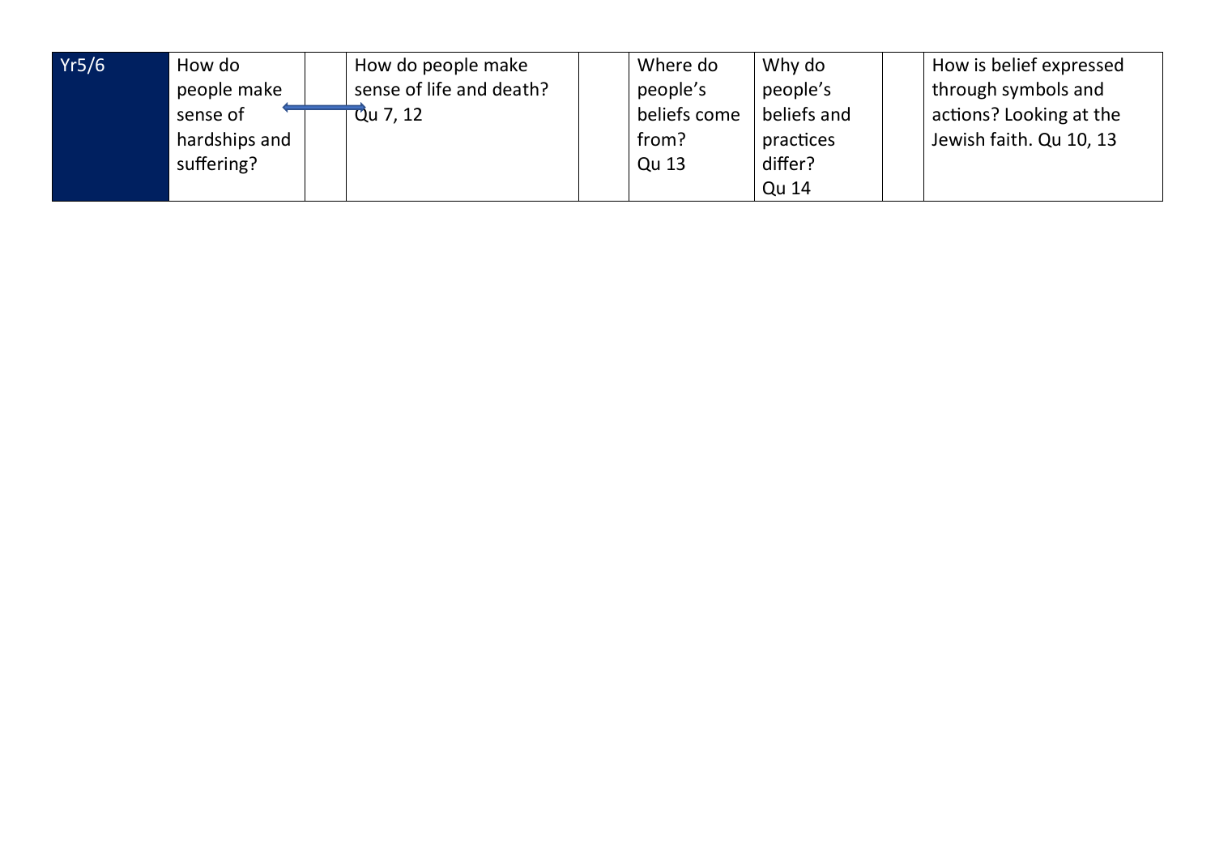| | | | | | | | | |
|---|---|---|---|---|---|---|---|---|
| Yr5/6 | How do people make sense of hardships and suffering? | | How do people make sense of life and death? Qu 7, 12 | | Where do people's beliefs come from? Qu 13 | Why do people's beliefs and practices differ? Qu 14 | | How is belief expressed through symbols and actions? Looking at the Jewish faith. Qu 10, 13 |